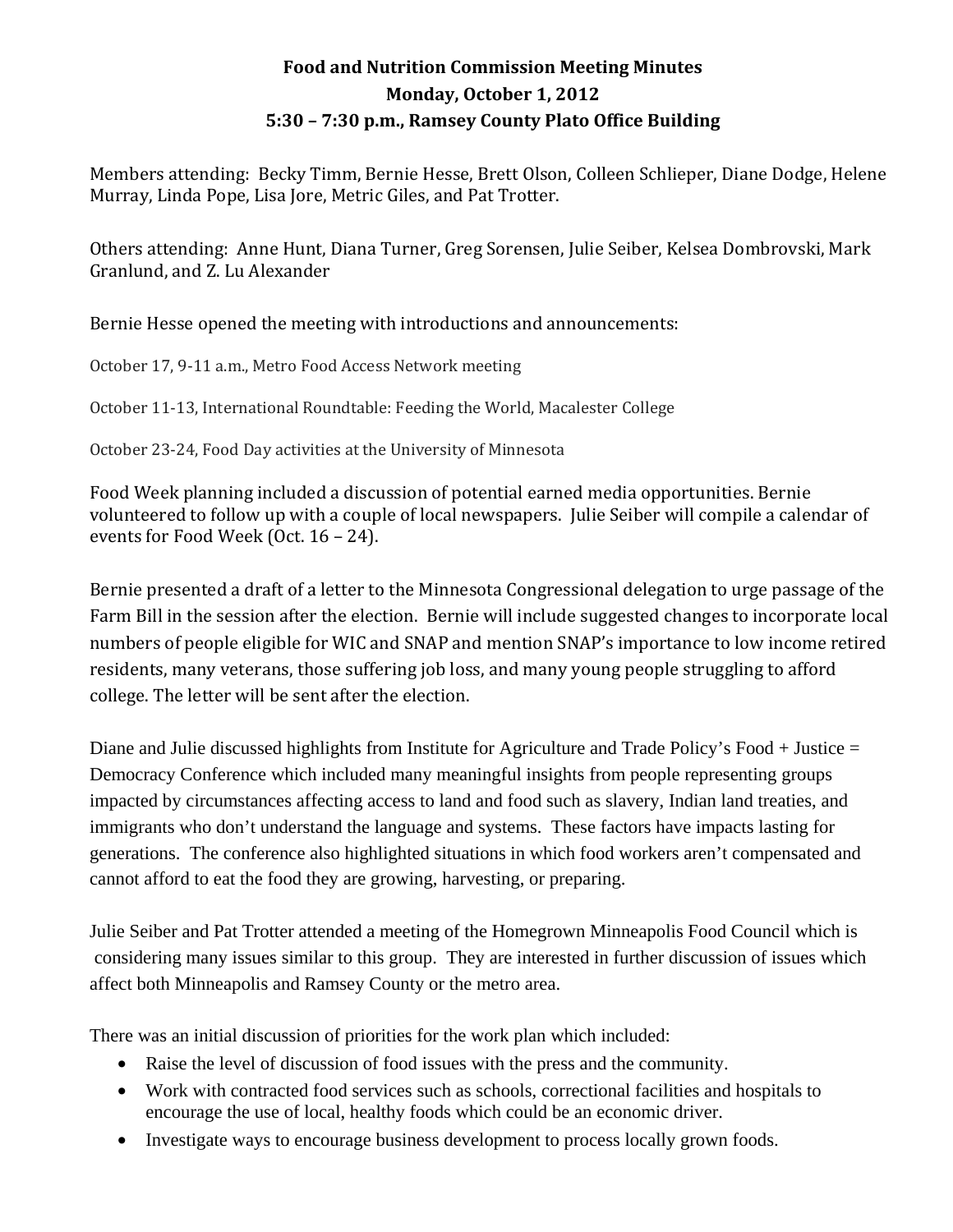**Food and Nutrition Commission Meeting Minutes**

**Monday, October 1, 2012**

**5:30 – 7:30 p.m., Ramsey County Plato Office Building**

Members attending: Becky Timm, Bernie Hesse, Brett Olson, Colleen Schlieper, Diane Dodge, Helene Murray, Linda Pope, Lisa Jore, Metric Giles, and Pat Trotter.

Others attending: Anne Hunt, Diana Turner, Greg Sorensen, Julie Seiber, Kelsea Dombrovski, Mark Granlund, and Z. Lu Alexander

Bernie Hesse opened the meeting with introductions and announcements:

October 17, 9-11 a.m., Metro Food Access Network meeting

October 11-13, International Roundtable: Feeding the World, Macalester College

October 23-24, Food Day activities at the University of Minnesota

Food Week planning included a discussion of potential earned media opportunities. Bernie volunteered to follow up with a couple of local newspapers. Julie Seiber will compile a calendar of events for Food Week (Oct. 16 – 24).

Bernie presented a draft of a letter to the Minnesota Congressional delegation to urge passage of the Farm Bill in the session after the election. Bernie will include suggested changes to incorporate local numbers of people eligible for WIC and SNAP and mention SNAP's importance to low income retired residents, many veterans, those suffering job loss, and many young people struggling to afford college. The letter will be sent after the election.

Diane and Julie discussed highlights from Institute for Agriculture and Trade Policy's Food + Justice = Democracy Conference which included many meaningful insights from people representing groups impacted by circumstances affecting access to land and food such as slavery, Indian land treaties, and immigrants who don't understand the language and systems. These factors have impacts lasting for generations. The conference also highlighted situations in which food workers aren't compensated and cannot afford to eat the food they are growing, harvesting, or preparing.

Julie Seiber and Pat Trotter attended a meeting of the Homegrown Minneapolis Food Council which is considering many issues similar to this group. They are interested in further discussion of issues which affect both Minneapolis and Ramsey County or the metro area.

There was an initial discussion of priorities for the work plan which included:

- Raise the level of discussion of food issues with the press and the community.
- Work with contracted food services such as schools, correctional facilities and hospitals to encourage the use of local, healthy foods which could be an economic driver.
- Investigate ways to encourage business development to process locally grown foods.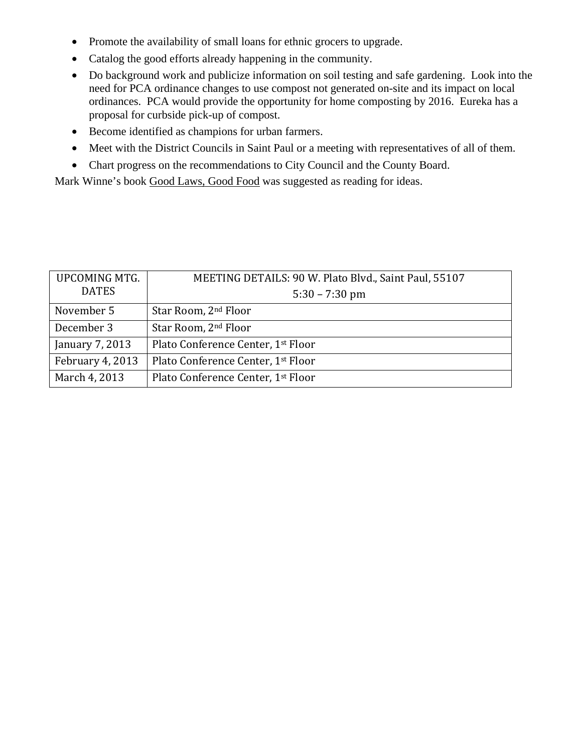- Promote the availability of small loans for ethnic grocers to upgrade.
- Catalog the good efforts already happening in the community.
- Do background work and publicize information on soil testing and safe gardening. Look into the need for PCA ordinance changes to use compost not generated on-site and its impact on local ordinances. PCA would provide the opportunity for home composting by 2016. Eureka has a proposal for curbside pick-up of compost.
- Become identified as champions for urban farmers.
- Meet with the District Councils in Saint Paul or a meeting with representatives of all of them.
- Chart progress on the recommendations to City Council and the County Board.

Mark Winne's book Good Laws, Good Food was suggested as reading for ideas.

| UPCOMING MTG. DATES | MEETING DETAILS: 90 W. Plato Blvd., Saint Paul, 55107<br>5:30 – 7:30 pm |
|---|---|
| November 5 | Star Room, 2nd Floor |
| December 3 | Star Room, 2nd Floor |
| January 7, 2013 | Plato Conference Center, 1st Floor |
| February 4, 2013 | Plato Conference Center, 1st Floor |
| March 4, 2013 | Plato Conference Center, 1st Floor |